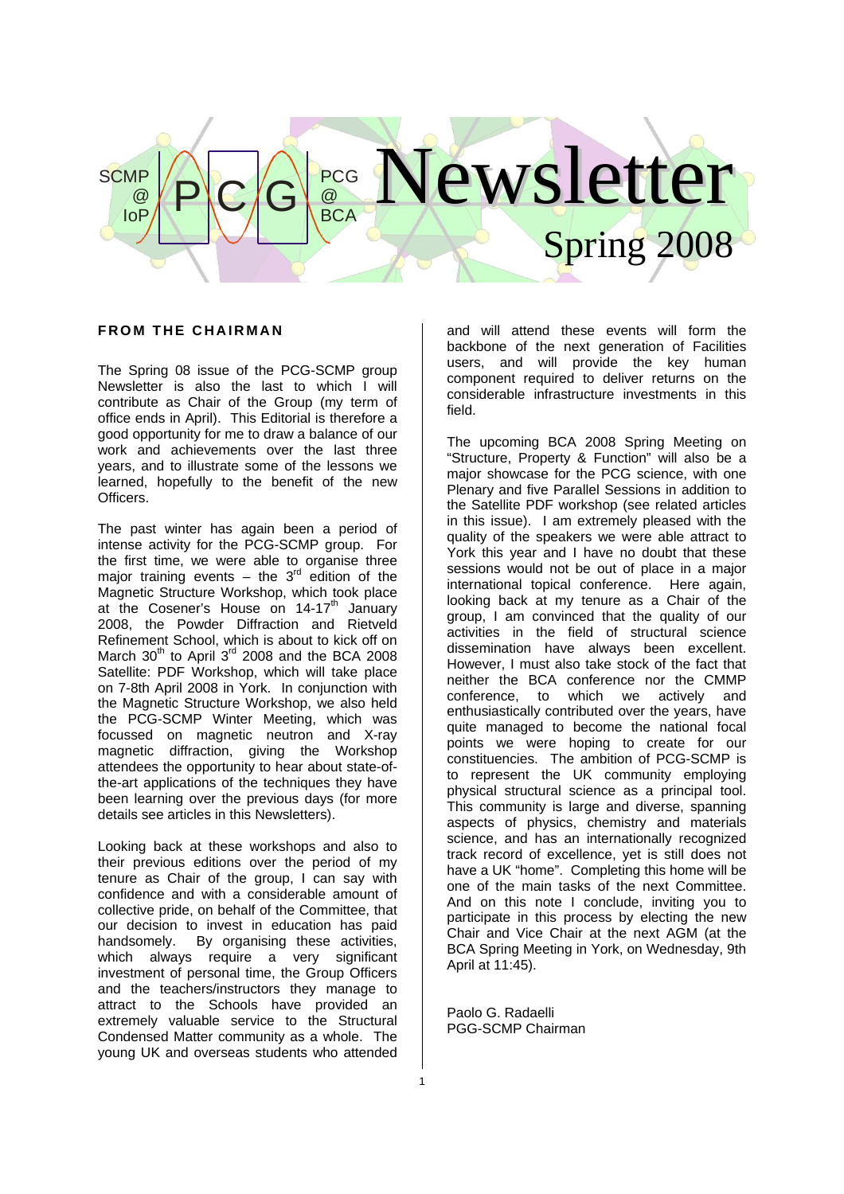SCMP @ IoP **PCG** PCG @ BCA

# Newsletter

## Spring 2008

### FROM THE CHAIRMAN

The Spring 08 issue of the PCG-SCMP group Newsletter is also the last to which I will contribute as Chair of the Group (my term of office ends in April). This Editorial is therefore a good opportunity for me to draw a balance of our work and achievements over the last three years, and to illustrate some of the lessons we learned, hopefully to the benefit of the new Officers.

The past winter has again been a period of intense activity for the PCG-SCMP group. For the first time, we were able to organise three major training events – the 3rd edition of the Magnetic Structure Workshop, which took place at the Cosener's House on 14-17th January 2008, the Powder Diffraction and Rietveld Refinement School, which is about to kick off on March 30th to April 3rd 2008 and the BCA 2008 Satellite: PDF Workshop, which will take place on 7-8th April 2008 in York. In conjunction with the Magnetic Structure Workshop, we also held the PCG-SCMP Winter Meeting, which was focussed on magnetic neutron and X-ray magnetic diffraction, giving the Workshop attendees the opportunity to hear about state-of-the-art applications of the techniques they have been learning over the previous days (for more details see articles in this Newsletters).

Looking back at these workshops and also to their previous editions over the period of my tenure as Chair of the group, I can say with confidence and with a considerable amount of collective pride, on behalf of the Committee, that our decision to invest in education has paid handsomely. By organising these activities, which always require a very significant investment of personal time, the Group Officers and the teachers/instructors they manage to attract to the Schools have provided an extremely valuable service to the Structural Condensed Matter community as a whole. The young UK and overseas students who attended and will attend these events will form the backbone of the next generation of Facilities users, and will provide the key human component required to deliver returns on the considerable infrastructure investments in this field.

The upcoming BCA 2008 Spring Meeting on "Structure, Property & Function" will also be a major showcase for the PCG science, with one Plenary and five Parallel Sessions in addition to the Satellite PDF workshop (see related articles in this issue). I am extremely pleased with the quality of the speakers we were able attract to York this year and I have no doubt that these sessions would not be out of place in a major international topical conference. Here again, looking back at my tenure as a Chair of the group, I am convinced that the quality of our activities in the field of structural science dissemination have always been excellent. However, I must also take stock of the fact that neither the BCA conference nor the CMMP conference, to which we actively and enthusiastically contributed over the years, have quite managed to become the national focal points we were hoping to create for our constituencies. The ambition of PCG-SCMP is to represent the UK community employing physical structural science as a principal tool. This community is large and diverse, spanning aspects of physics, chemistry and materials science, and has an internationally recognized track record of excellence, yet is still does not have a UK "home". Completing this home will be one of the main tasks of the next Committee. And on this note I conclude, inviting you to participate in this process by electing the new Chair and Vice Chair at the next AGM (at the BCA Spring Meeting in York, on Wednesday, 9th April at 11:45).

Paolo G. Radaelli
PGG-SCMP Chairman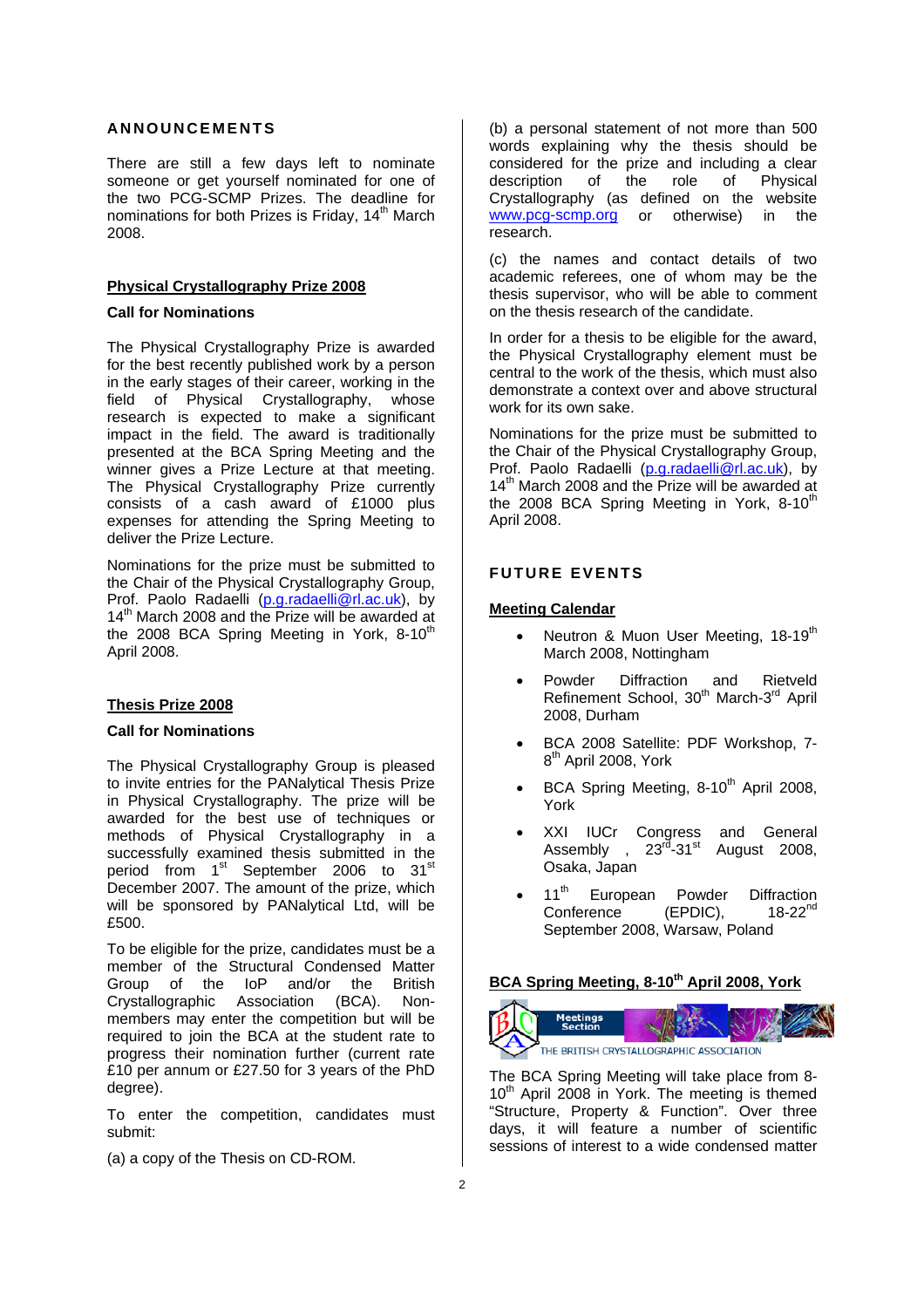## ANNOUNCEMENTS

There are still a few days left to nominate someone or get yourself nominated for one of the two PCG-SCMP Prizes. The deadline for nominations for both Prizes is Friday, 14th March 2008.

### Physical Crystallography Prize 2008

**Call for Nominations**

The Physical Crystallography Prize is awarded for the best recently published work by a person in the early stages of their career, working in the field of Physical Crystallography, whose research is expected to make a significant impact in the field. The award is traditionally presented at the BCA Spring Meeting and the winner gives a Prize Lecture at that meeting. The Physical Crystallography Prize currently consists of a cash award of £1000 plus expenses for attending the Spring Meeting to deliver the Prize Lecture.

Nominations for the prize must be submitted to the Chair of the Physical Crystallography Group, Prof. Paolo Radaelli (p.g.radaelli@rl.ac.uk), by 14th March 2008 and the Prize will be awarded at the 2008 BCA Spring Meeting in York, 8-10th April 2008.

### Thesis Prize 2008

**Call for Nominations**

The Physical Crystallography Group is pleased to invite entries for the PANalytical Thesis Prize in Physical Crystallography. The prize will be awarded for the best use of techniques or methods of Physical Crystallography in a successfully examined thesis submitted in the period from 1st September 2006 to 31st December 2007. The amount of the prize, which will be sponsored by PANalytical Ltd, will be £500.

To be eligible for the prize, candidates must be a member of the Structural Condensed Matter Group of the IoP and/or the British Crystallographic Association (BCA). Non-members may enter the competition but will be required to join the BCA at the student rate to progress their nomination further (current rate £10 per annum or £27.50 for 3 years of the PhD degree).

To enter the competition, candidates must submit:

(a) a copy of the Thesis on CD-ROM.

(b) a personal statement of not more than 500 words explaining why the thesis should be considered for the prize and including a clear description of the role of Physical Crystallography (as defined on the website www.pcg-scmp.org or otherwise) in the research.

(c) the names and contact details of two academic referees, one of whom may be the thesis supervisor, who will be able to comment on the thesis research of the candidate.

In order for a thesis to be eligible for the award, the Physical Crystallography element must be central to the work of the thesis, which must also demonstrate a context over and above structural work for its own sake.

Nominations for the prize must be submitted to the Chair of the Physical Crystallography Group, Prof. Paolo Radaelli (p.g.radaelli@rl.ac.uk), by 14th March 2008 and the Prize will be awarded at the 2008 BCA Spring Meeting in York, 8-10th April 2008.

## FUTURE EVENTS

### Meeting Calendar

- Neutron & Muon User Meeting, 18-19th March 2008, Nottingham
- Powder Diffraction and Rietveld Refinement School, 30th March-3rd April 2008, Durham
- BCA 2008 Satellite: PDF Workshop, 7-8th April 2008, York
- BCA Spring Meeting, 8-10th April 2008, York
- XXI IUCr Congress and General Assembly , 23rd-31st August 2008, Osaka, Japan
- 11th European Powder Diffraction Conference (EPDIC), 18-22nd September 2008, Warsaw, Poland

### BCA Spring Meeting, 8-10th April 2008, York

The BCA Spring Meeting will take place from 8-10th April 2008 in York. The meeting is themed "Structure, Property & Function". Over three days, it will feature a number of scientific sessions of interest to a wide condensed matter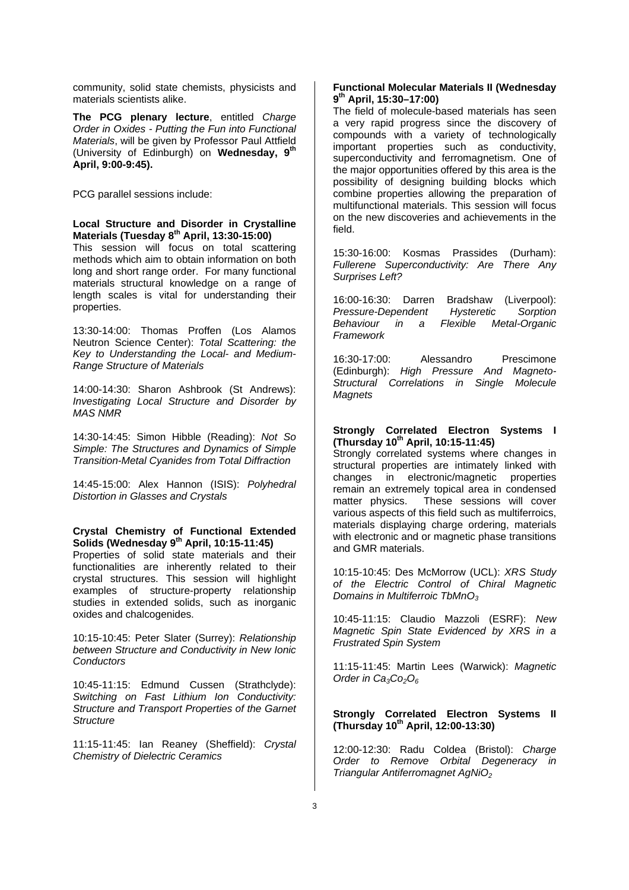community, solid state chemists, physicists and materials scientists alike.

**The PCG plenary lecture**, entitled *Charge Order in Oxides - Putting the Fun into Functional Materials*, will be given by Professor Paul Attfield (University of Edinburgh) on **Wednesday, 9th April, 9:00-9:45).**

PCG parallel sessions include:

**Local Structure and Disorder in Crystalline Materials (Tuesday 8th April, 13:30-15:00)**

This session will focus on total scattering methods which aim to obtain information on both long and short range order. For many functional materials structural knowledge on a range of length scales is vital for understanding their properties.

13:30-14:00: Thomas Proffen (Los Alamos Neutron Science Center): *Total Scattering: the Key to Understanding the Local- and Medium-Range Structure of Materials*

14:00-14:30: Sharon Ashbrook (St Andrews): *Investigating Local Structure and Disorder by MAS NMR*

14:30-14:45: Simon Hibble (Reading): *Not So Simple: The Structures and Dynamics of Simple Transition-Metal Cyanides from Total Diffraction*

14:45-15:00: Alex Hannon (ISIS): *Polyhedral Distortion in Glasses and Crystals*

**Crystal Chemistry of Functional Extended Solids (Wednesday 9th April, 10:15-11:45)**

Properties of solid state materials and their functionalities are inherently related to their crystal structures. This session will highlight examples of structure-property relationship studies in extended solids, such as inorganic oxides and chalcogenides.

10:15-10:45: Peter Slater (Surrey): *Relationship between Structure and Conductivity in New Ionic Conductors*

10:45-11:15: Edmund Cussen (Strathclyde): *Switching on Fast Lithium Ion Conductivity: Structure and Transport Properties of the Garnet Structure*

11:15-11:45: Ian Reaney (Sheffield): *Crystal Chemistry of Dielectric Ceramics*

**Functional Molecular Materials II (Wednesday 9th April, 15:30–17:00)**

The field of molecule-based materials has seen a very rapid progress since the discovery of compounds with a variety of technologically important properties such as conductivity, superconductivity and ferromagnetism. One of the major opportunities offered by this area is the possibility of designing building blocks which combine properties allowing the preparation of multifunctional materials. This session will focus on the new discoveries and achievements in the field.

15:30-16:00: Kosmas Prassides (Durham): *Fullerene Superconductivity: Are There Any Surprises Left?*

16:00-16:30: Darren Bradshaw (Liverpool): *Pressure-Dependent Hysteretic Sorption Behaviour in a Flexible Metal-Organic Framework*

16:30-17:00: Alessandro Prescimone (Edinburgh): *High Pressure And Magneto-Structural Correlations in Single Molecule Magnets*

**Strongly Correlated Electron Systems I (Thursday 10th April, 10:15-11:45)**

Strongly correlated systems where changes in structural properties are intimately linked with changes in electronic/magnetic properties remain an extremely topical area in condensed matter physics. These sessions will cover various aspects of this field such as multiferroics, materials displaying charge ordering, materials with electronic and or magnetic phase transitions and GMR materials.

10:15-10:45: Des McMorrow (UCL): *XRS Study of the Electric Control of Chiral Magnetic Domains in Multiferroic $TbMnO_3$*

10:45-11:15: Claudio Mazzoli (ESRF): *New Magnetic Spin State Evidenced by XRS in a Frustrated Spin System*

11:15-11:45: Martin Lees (Warwick): *Magnetic Order in $Ca_3Co_2O_6$*

**Strongly Correlated Electron Systems II (Thursday 10th April, 12:00-13:30)**

12:00-12:30: Radu Coldea (Bristol): *Charge Order to Remove Orbital Degeneracy in Triangular Antiferromagnet $AgNiO_2$*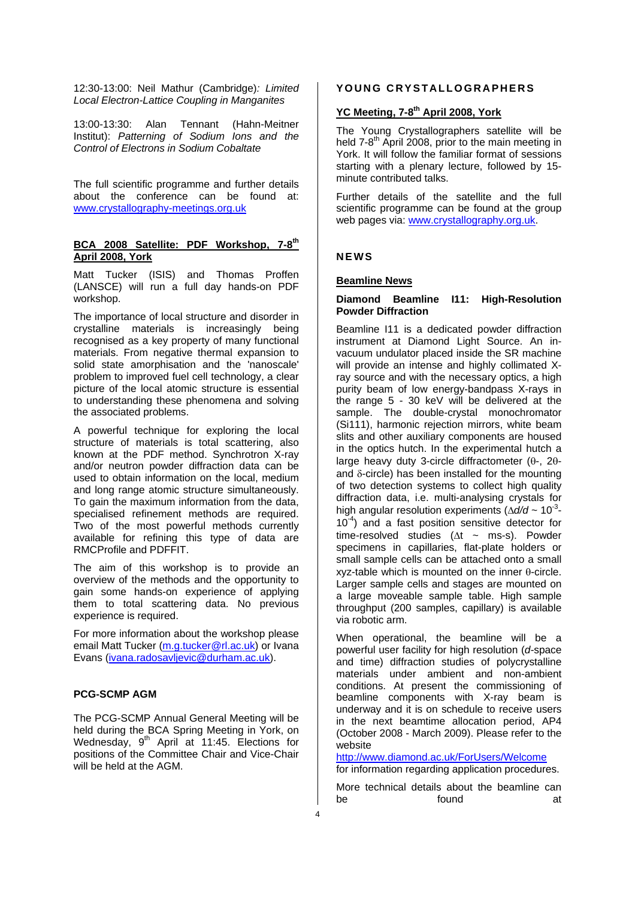12:30-13:00: Neil Mathur (Cambridge): *Limited Local Electron-Lattice Coupling in Manganites*

13:00-13:30: Alan Tennant (Hahn-Meitner Institut): *Patterning of Sodium Ions and the Control of Electrons in Sodium Cobaltate*

The full scientific programme and further details about the conference can be found at: www.crystallography-meetings.org.uk

### BCA 2008 Satellite: PDF Workshop, 7-8th April 2008, York

Matt Tucker (ISIS) and Thomas Proffen (LANSCE) will run a full day hands-on PDF workshop.

The importance of local structure and disorder in crystalline materials is increasingly being recognised as a key property of many functional materials. From negative thermal expansion to solid state amorphisation and the 'nanoscale' problem to improved fuel cell technology, a clear picture of the local atomic structure is essential to understanding these phenomena and solving the associated problems.

A powerful technique for exploring the local structure of materials is total scattering, also known at the PDF method. Synchrotron X-ray and/or neutron powder diffraction data can be used to obtain information on the local, medium and long range atomic structure simultaneously. To gain the maximum information from the data, specialised refinement methods are required. Two of the most powerful methods currently available for refining this type of data are RMCProfile and PDFFIT.

The aim of this workshop is to provide an overview of the methods and the opportunity to gain some hands-on experience of applying them to total scattering data. No previous experience is required.

For more information about the workshop please email Matt Tucker (m.g.tucker@rl.ac.uk) or Ivana Evans (ivana.radosavljevic@durham.ac.uk).

### PCG-SCMP AGM

The PCG-SCMP Annual General Meeting will be held during the BCA Spring Meeting in York, on Wednesday, 9th April at 11:45. Elections for positions of the Committee Chair and Vice-Chair will be held at the AGM.

## YOUNG CRYSTALLOGRAPHERS

### YC Meeting, 7-8th April 2008, York

The Young Crystallographers satellite will be held 7-8th April 2008, prior to the main meeting in York. It will follow the familiar format of sessions starting with a plenary lecture, followed by 15-minute contributed talks.

Further details of the satellite and the full scientific programme can be found at the group web pages via: www.crystallography.org.uk.

## NEWS

### Beamline News

#### Diamond Beamline I11: High-Resolution Powder Diffraction

Beamline I11 is a dedicated powder diffraction instrument at Diamond Light Source. An in-vacuum undulator placed inside the SR machine will provide an intense and highly collimated X-ray source and with the necessary optics, a high purity beam of low energy-bandpass X-rays in the range 5 - 30 keV will be delivered at the sample. The double-crystal monochromator (Si111), harmonic rejection mirrors, white beam slits and other auxiliary components are housed in the optics hutch. In the experimental hutch a large heavy duty 3-circle diffractometer ($\theta$-, $2\theta$- and $\delta$-circle) has been installed for the mounting of two detection systems to collect high quality diffraction data, i.e. multi-analysing crystals for high angular resolution experiments ($\Delta d/d \sim 10^{-3}$-$10^{-4}$) and a fast position sensitive detector for time-resolved studies ($\Delta t \sim$ ms-s). Powder specimens in capillaries, flat-plate holders or small sample cells can be attached onto a small xyz-table which is mounted on the inner $\theta$-circle. Larger sample cells and stages are mounted on a large moveable sample table. High sample throughput (200 samples, capillary) is available via robotic arm.

When operational, the beamline will be a powerful user facility for high resolution (*d*-space and time) diffraction studies of polycrystalline materials under ambient and non-ambient conditions. At present the commissioning of beamline components with X-ray beam is underway and it is on schedule to receive users in the next beamtime allocation period, AP4 (October 2008 - March 2009). Please refer to the website
http://www.diamond.ac.uk/ForUsers/Welcome
for information regarding application procedures.

More technical details about the beamline can be found at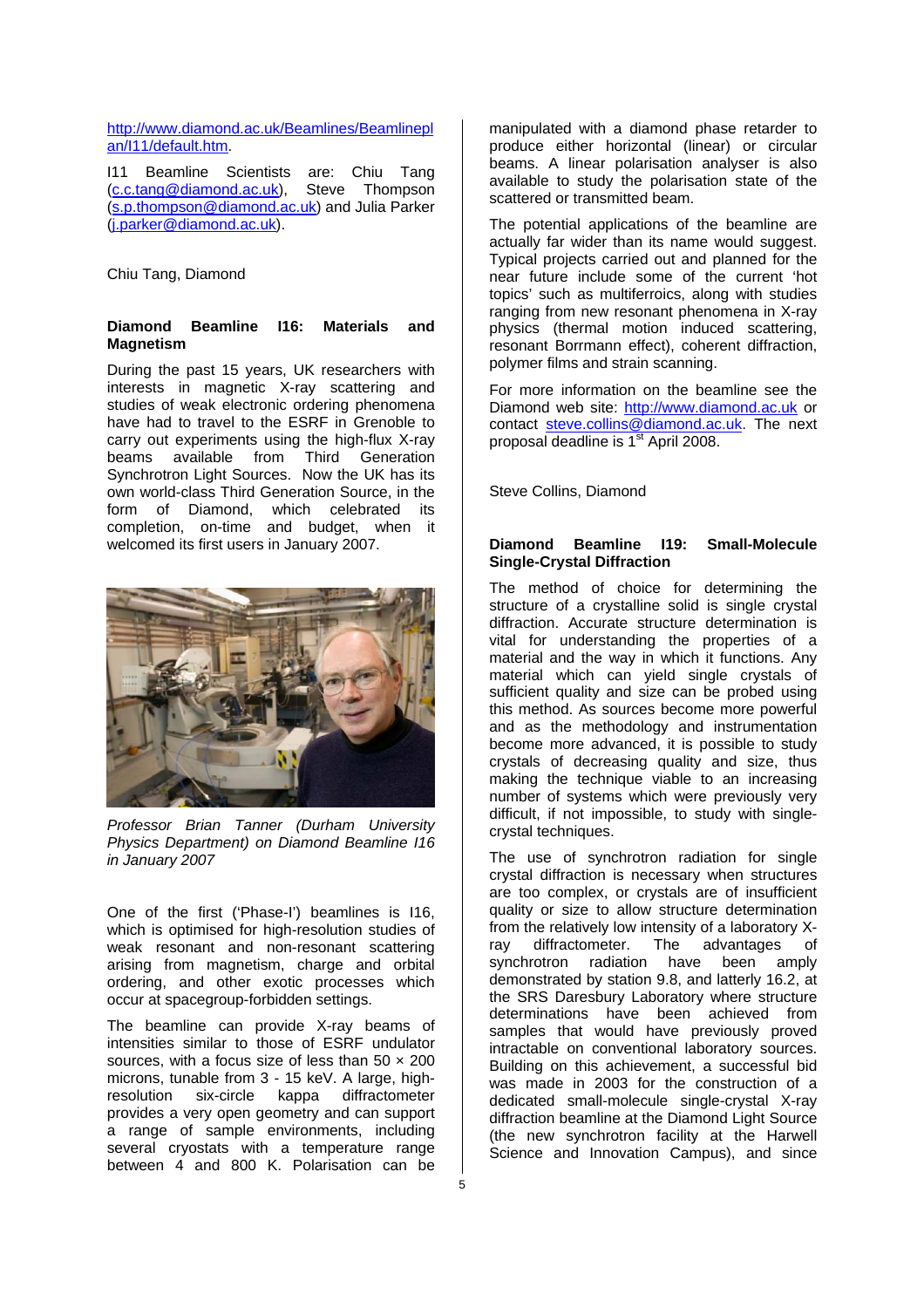http://www.diamond.ac.uk/Beamlines/Beamlineplan/I11/default.htm.

I11 Beamline Scientists are: Chiu Tang (c.c.tang@diamond.ac.uk), Steve Thompson (s.p.thompson@diamond.ac.uk) and Julia Parker (j.parker@diamond.ac.uk).

Chiu Tang, Diamond

## Diamond Beamline I16: Materials and Magnetism

During the past 15 years, UK researchers with interests in magnetic X-ray scattering and studies of weak electronic ordering phenomena have had to travel to the ESRF in Grenoble to carry out experiments using the high-flux X-ray beams available from Third Generation Synchrotron Light Sources. Now the UK has its own world-class Third Generation Source, in the form of Diamond, which celebrated its completion, on-time and budget, when it welcomed its first users in January 2007.

*Professor Brian Tanner (Durham University Physics Department) on Diamond Beamline I16 in January 2007*

One of the first ('Phase-I') beamlines is I16, which is optimised for high-resolution studies of weak resonant and non-resonant scattering arising from magnetism, charge and orbital ordering, and other exotic processes which occur at spacegroup-forbidden settings.

The beamline can provide X-ray beams of intensities similar to those of ESRF undulator sources, with a focus size of less than 50 × 200 microns, tunable from 3 - 15 keV. A large, high-resolution six-circle kappa diffractometer provides a very open geometry and can support a range of sample environments, including several cryostats with a temperature range between 4 and 800 K. Polarisation can be manipulated with a diamond phase retarder to produce either horizontal (linear) or circular beams. A linear polarisation analyser is also available to study the polarisation state of the scattered or transmitted beam.

The potential applications of the beamline are actually far wider than its name would suggest. Typical projects carried out and planned for the near future include some of the current 'hot topics' such as multiferroics, along with studies ranging from new resonant phenomena in X-ray physics (thermal motion induced scattering, resonant Borrmann effect), coherent diffraction, polymer films and strain scanning.

For more information on the beamline see the Diamond web site: http://www.diamond.ac.uk or contact steve.collins@diamond.ac.uk. The next proposal deadline is 1st April 2008.

Steve Collins, Diamond

## Diamond Beamline I19: Small-Molecule Single-Crystal Diffraction

The method of choice for determining the structure of a crystalline solid is single crystal diffraction. Accurate structure determination is vital for understanding the properties of a material and the way in which it functions. Any material which can yield single crystals of sufficient quality and size can be probed using this method. As sources become more powerful and as the methodology and instrumentation become more advanced, it is possible to study crystals of decreasing quality and size, thus making the technique viable to an increasing number of systems which were previously very difficult, if not impossible, to study with single-crystal techniques.

The use of synchrotron radiation for single crystal diffraction is necessary when structures are too complex, or crystals are of insufficient quality or size to allow structure determination from the relatively low intensity of a laboratory X-ray diffractometer. The advantages of synchrotron radiation have been amply demonstrated by station 9.8, and latterly 16.2, at the SRS Daresbury Laboratory where structure determinations have been achieved from samples that would have previously proved intractable on conventional laboratory sources. Building on this achievement, a successful bid was made in 2003 for the construction of a dedicated small-molecule single-crystal X-ray diffraction beamline at the Diamond Light Source (the new synchrotron facility at the Harwell Science and Innovation Campus), and since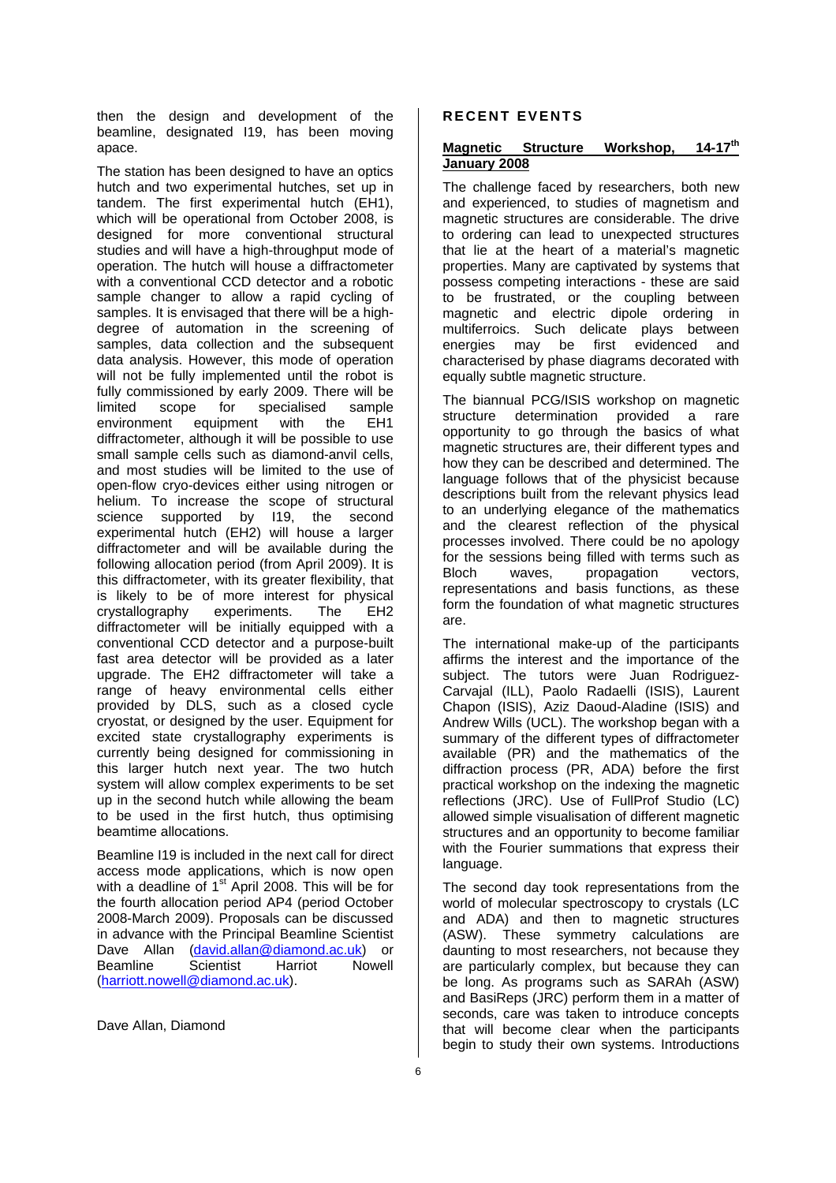then the design and development of the beamline, designated I19, has been moving apace.

The station has been designed to have an optics hutch and two experimental hutches, set up in tandem. The first experimental hutch (EH1), which will be operational from October 2008, is designed for more conventional structural studies and will have a high-throughput mode of operation. The hutch will house a diffractometer with a conventional CCD detector and a robotic sample changer to allow a rapid cycling of samples. It is envisaged that there will be a high-degree of automation in the screening of samples, data collection and the subsequent data analysis. However, this mode of operation will not be fully implemented until the robot is fully commissioned by early 2009. There will be limited scope for specialised sample environment equipment with the EH1 diffractometer, although it will be possible to use small sample cells such as diamond-anvil cells, and most studies will be limited to the use of open-flow cryo-devices either using nitrogen or helium. To increase the scope of structural science supported by I19, the second experimental hutch (EH2) will house a larger diffractometer and will be available during the following allocation period (from April 2009). It is this diffractometer, with its greater flexibility, that is likely to be of more interest for physical crystallography experiments. The EH2 diffractometer will be initially equipped with a conventional CCD detector and a purpose-built fast area detector will be provided as a later upgrade. The EH2 diffractometer will take a range of heavy environmental cells either provided by DLS, such as a closed cycle cryostat, or designed by the user. Equipment for excited state crystallography experiments is currently being designed for commissioning in this larger hutch next year. The two hutch system will allow complex experiments to be set up in the second hutch while allowing the beam to be used in the first hutch, thus optimising beamtime allocations.

Beamline I19 is included in the next call for direct access mode applications, which is now open with a deadline of 1st April 2008. This will be for the fourth allocation period AP4 (period October 2008-March 2009). Proposals can be discussed in advance with the Principal Beamline Scientist Dave Allan (david.allan@diamond.ac.uk) or Beamline Scientist Harriot Nowell (harriott.nowell@diamond.ac.uk).

Dave Allan, Diamond

## RECENT EVENTS

### Magnetic Structure Workshop, 14-17th January 2008

The challenge faced by researchers, both new and experienced, to studies of magnetism and magnetic structures are considerable. The drive to ordering can lead to unexpected structures that lie at the heart of a material's magnetic properties. Many are captivated by systems that possess competing interactions - these are said to be frustrated, or the coupling between magnetic and electric dipole ordering in multiferroics. Such delicate plays between energies may be first evidenced and characterised by phase diagrams decorated with equally subtle magnetic structure.

The biannual PCG/ISIS workshop on magnetic structure determination provided a rare opportunity to go through the basics of what magnetic structures are, their different types and how they can be described and determined. The language follows that of the physicist because descriptions built from the relevant physics lead to an underlying elegance of the mathematics and the clearest reflection of the physical processes involved. There could be no apology for the sessions being filled with terms such as Bloch waves, propagation vectors, representations and basis functions, as these form the foundation of what magnetic structures are.

The international make-up of the participants affirms the interest and the importance of the subject. The tutors were Juan Rodriguez-Carvajal (ILL), Paolo Radaelli (ISIS), Laurent Chapon (ISIS), Aziz Daoud-Aladine (ISIS) and Andrew Wills (UCL). The workshop began with a summary of the different types of diffractometer available (PR) and the mathematics of the diffraction process (PR, ADA) before the first practical workshop on the indexing the magnetic reflections (JRC). Use of FullProf Studio (LC) allowed simple visualisation of different magnetic structures and an opportunity to become familiar with the Fourier summations that express their language.

The second day took representations from the world of molecular spectroscopy to crystals (LC and ADA) and then to magnetic structures (ASW). These symmetry calculations are daunting to most researchers, not because they are particularly complex, but because they can be long. As programs such as SARAh (ASW) and BasiReps (JRC) perform them in a matter of seconds, care was taken to introduce concepts that will become clear when the participants begin to study their own systems. Introductions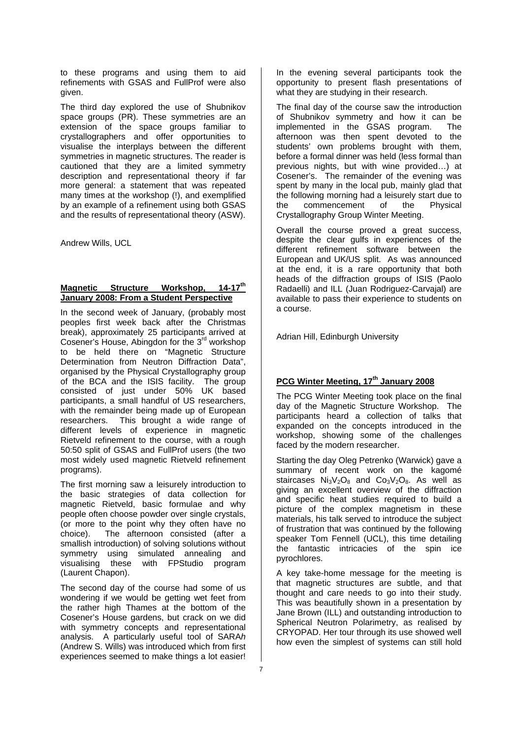to these programs and using them to aid refinements with GSAS and FullProf were also given.

The third day explored the use of Shubnikov space groups (PR). These symmetries are an extension of the space groups familiar to crystallographers and offer opportunities to visualise the interplays between the different symmetries in magnetic structures. The reader is cautioned that they are a limited symmetry description and representational theory if far more general: a statement that was repeated many times at the workshop (!), and exemplified by an example of a refinement using both GSAS and the results of representational theory (ASW).

Andrew Wills, UCL

## Magnetic Structure Workshop, 14-17th January 2008: From a Student Perspective

In the second week of January, (probably most peoples first week back after the Christmas break), approximately 25 participants arrived at Cosener's House, Abingdon for the 3rd workshop to be held there on "Magnetic Structure Determination from Neutron Diffraction Data", organised by the Physical Crystallography group of the BCA and the ISIS facility. The group consisted of just under 50% UK based participants, a small handful of US researchers, with the remainder being made up of European researchers. This brought a wide range of different levels of experience in magnetic Rietveld refinement to the course, with a rough 50:50 split of GSAS and FullProf users (the two most widely used magnetic Rietveld refinement programs).

The first morning saw a leisurely introduction to the basic strategies of data collection for magnetic Rietveld, basic formulae and why people often choose powder over single crystals, (or more to the point why they often have no choice). The afternoon consisted (after a smallish introduction) of solving solutions without symmetry using simulated annealing and visualising these with FPStudio program (Laurent Chapon).

The second day of the course had some of us wondering if we would be getting wet feet from the rather high Thames at the bottom of the Cosener's House gardens, but crack on we did with symmetry concepts and representational analysis. A particularly useful tool of SARA*h* (Andrew S. Wills) was introduced which from first experiences seemed to make things a lot easier!

In the evening several participants took the opportunity to present flash presentations of what they are studying in their research.

The final day of the course saw the introduction of Shubnikov symmetry and how it can be implemented in the GSAS program. The afternoon was then spent devoted to the students' own problems brought with them, before a formal dinner was held (less formal than previous nights, but with wine provided…) at Cosener's. The remainder of the evening was spent by many in the local pub, mainly glad that the following morning had a leisurely start due to the commencement of the Physical Crystallography Group Winter Meeting.

Overall the course proved a great success, despite the clear gulfs in experiences of the different refinement software between the European and UK/US split. As was announced at the end, it is a rare opportunity that both heads of the diffraction groups of ISIS (Paolo Radaelli) and ILL (Juan Rodriguez-Carvajal) are available to pass their experience to students on a course.

Adrian Hill, Edinburgh University

## PCG Winter Meeting, 17th January 2008

The PCG Winter Meeting took place on the final day of the Magnetic Structure Workshop. The participants heard a collection of talks that expanded on the concepts introduced in the workshop, showing some of the challenges faced by the modern researcher.

Starting the day Oleg Petrenko (Warwick) gave a summary of recent work on the kagomé staircases $Ni_3V_2O_8$ and $Co_3V_2O_8$. As well as giving an excellent overview of the diffraction and specific heat studies required to build a picture of the complex magnetism in these materials, his talk served to introduce the subject of frustration that was continued by the following speaker Tom Fennell (UCL), this time detailing the fantastic intricacies of the spin ice pyrochlores.

A key take-home message for the meeting is that magnetic structures are subtle, and that thought and care needs to go into their study. This was beautifully shown in a presentation by Jane Brown (ILL) and outstanding introduction to Spherical Neutron Polarimetry, as realised by CRYOPAD. Her tour through its use showed well how even the simplest of systems can still hold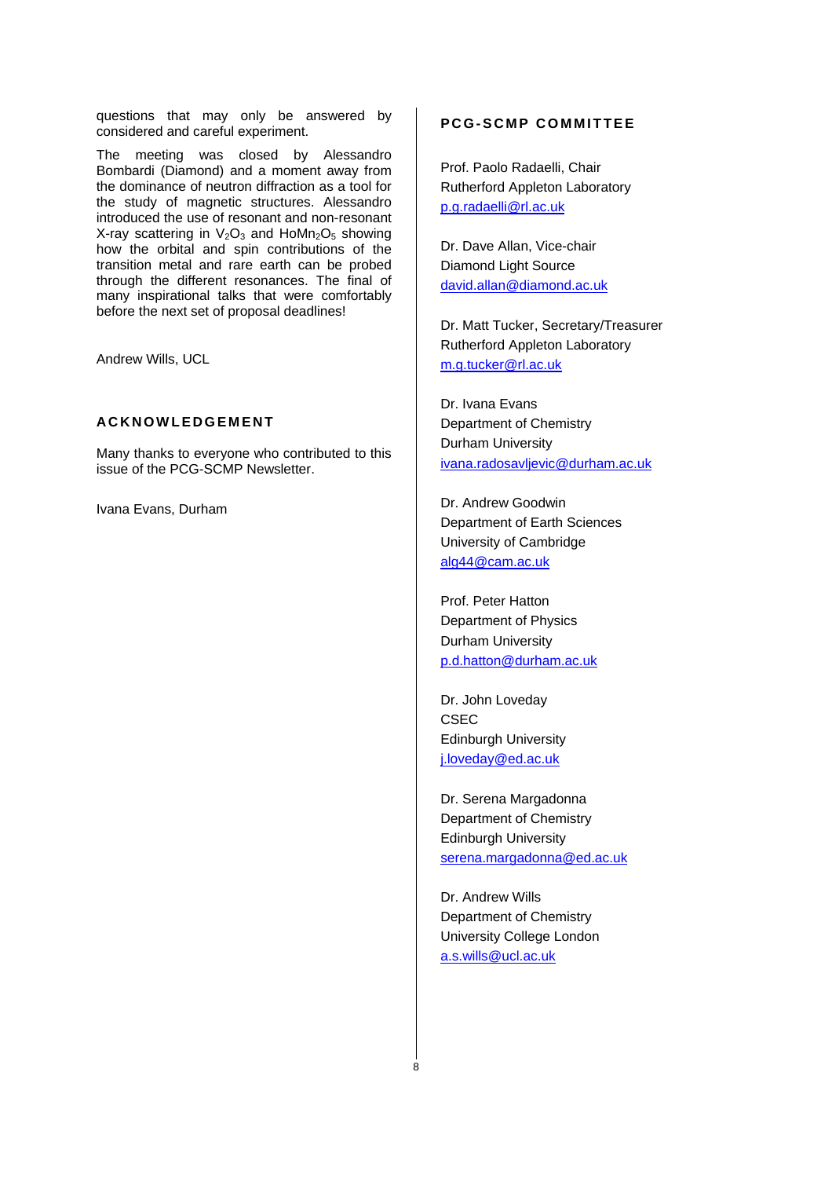questions that may only be answered by considered and careful experiment.

The meeting was closed by Alessandro Bombardi (Diamond) and a moment away from the dominance of neutron diffraction as a tool for the study of magnetic structures. Alessandro introduced the use of resonant and non-resonant X-ray scattering in $V_2O_3$ and $HoMn_2O_5$ showing how the orbital and spin contributions of the transition metal and rare earth can be probed through the different resonances. The final of many inspirational talks that were comfortably before the next set of proposal deadlines!

Andrew Wills, UCL

## ACKNOWLEDGEMENT

Many thanks to everyone who contributed to this issue of the PCG-SCMP Newsletter.

Ivana Evans, Durham

## PCG-SCMP COMMITTEE

Prof. Paolo Radaelli, Chair
Rutherford Appleton Laboratory
p.g.radaelli@rl.ac.uk

Dr. Dave Allan, Vice-chair
Diamond Light Source
david.allan@diamond.ac.uk

Dr. Matt Tucker, Secretary/Treasurer
Rutherford Appleton Laboratory
m.g.tucker@rl.ac.uk

Dr. Ivana Evans
Department of Chemistry
Durham University
ivana.radosavljevic@durham.ac.uk

Dr. Andrew Goodwin
Department of Earth Sciences
University of Cambridge
alg44@cam.ac.uk

Prof. Peter Hatton
Department of Physics
Durham University
p.d.hatton@durham.ac.uk

Dr. John Loveday
CSEC
Edinburgh University
j.loveday@ed.ac.uk

Dr. Serena Margadonna
Department of Chemistry
Edinburgh University
serena.margadonna@ed.ac.uk

Dr. Andrew Wills
Department of Chemistry
University College London
a.s.wills@ucl.ac.uk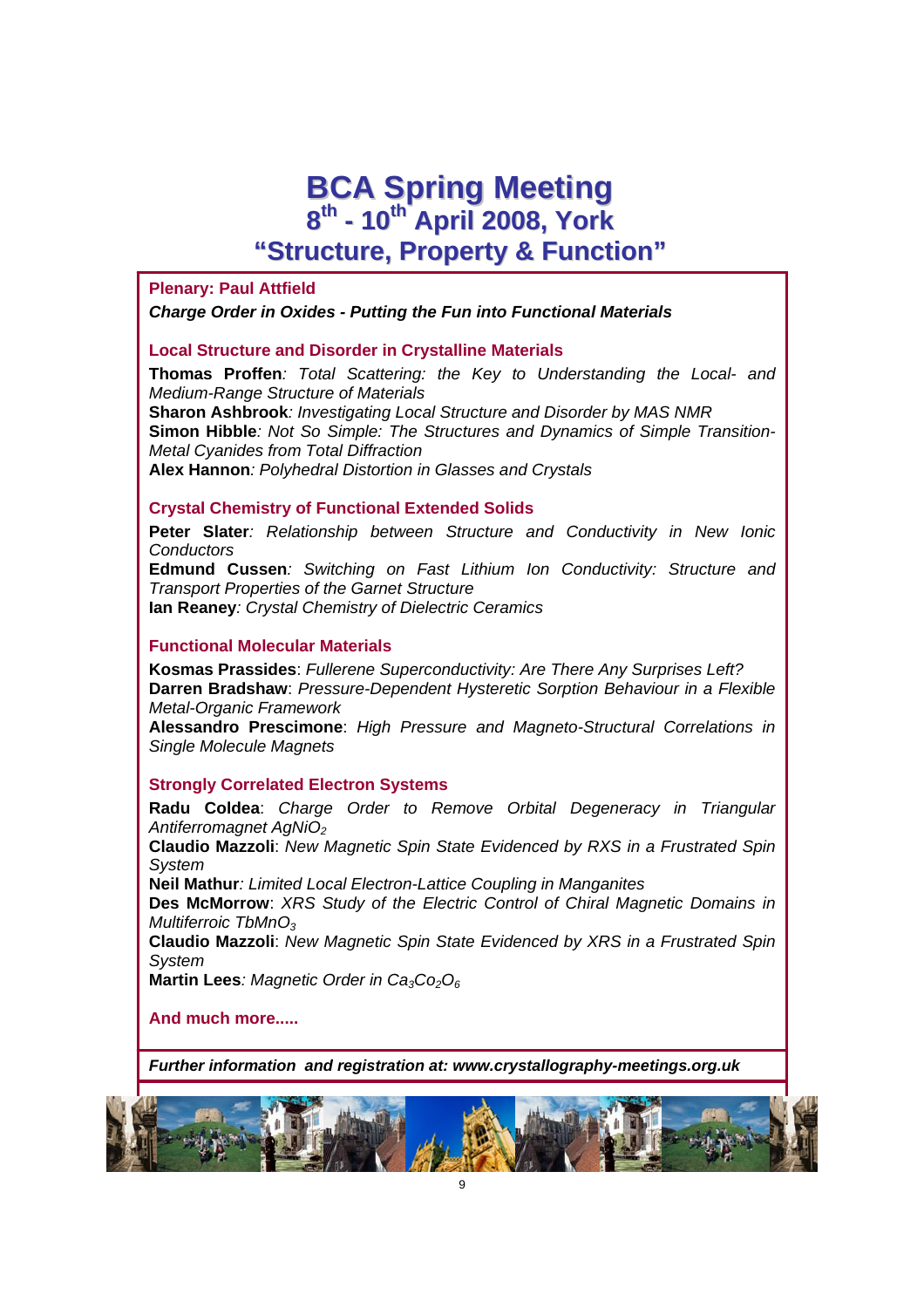# BCA Spring Meeting
## $8^{th}$ - $10^{th}$ April 2008, York
## "Structure, Property & Function"

**Plenary: Paul Attfield**

***Charge Order in Oxides - Putting the Fun into Functional Materials***

### Local Structure and Disorder in Crystalline Materials

**Thomas Proffen**: *Total Scattering: the Key to Understanding the Local- and Medium-Range Structure of Materials*
**Sharon Ashbrook**: *Investigating Local Structure and Disorder by MAS NMR*
**Simon Hibble**: *Not So Simple: The Structures and Dynamics of Simple Transition-Metal Cyanides from Total Diffraction*
**Alex Hannon**: *Polyhedral Distortion in Glasses and Crystals*

### Crystal Chemistry of Functional Extended Solids

**Peter Slater**: *Relationship between Structure and Conductivity in New Ionic Conductors*
**Edmund Cussen**: *Switching on Fast Lithium Ion Conductivity: Structure and Transport Properties of the Garnet Structure*
**Ian Reaney**: *Crystal Chemistry of Dielectric Ceramics*

### Functional Molecular Materials

**Kosmas Prassides**: *Fullerene Superconductivity: Are There Any Surprises Left?*
**Darren Bradshaw**: *Pressure-Dependent Hysteretic Sorption Behaviour in a Flexible Metal-Organic Framework*
**Alessandro Prescimone**: *High Pressure and Magneto-Structural Correlations in Single Molecule Magnets*

### Strongly Correlated Electron Systems

**Radu Coldea**: *Charge Order to Remove Orbital Degeneracy in Triangular Antiferromagnet* $AgNiO_2$
**Claudio Mazzoli**: *New Magnetic Spin State Evidenced by RXS in a Frustrated Spin System*
**Neil Mathur**: *Limited Local Electron-Lattice Coupling in Manganites*
**Des McMorrow**: *XRS Study of the Electric Control of Chiral Magnetic Domains in Multiferroic* $TbMnO_3$
**Claudio Mazzoli**: *New Magnetic Spin State Evidenced by XRS in a Frustrated Spin System*
**Martin Lees**: *Magnetic Order in* $Ca_3Co_2O_6$

**And much more.....**

***Further information and registration at: www.crystallography-meetings.org.uk***